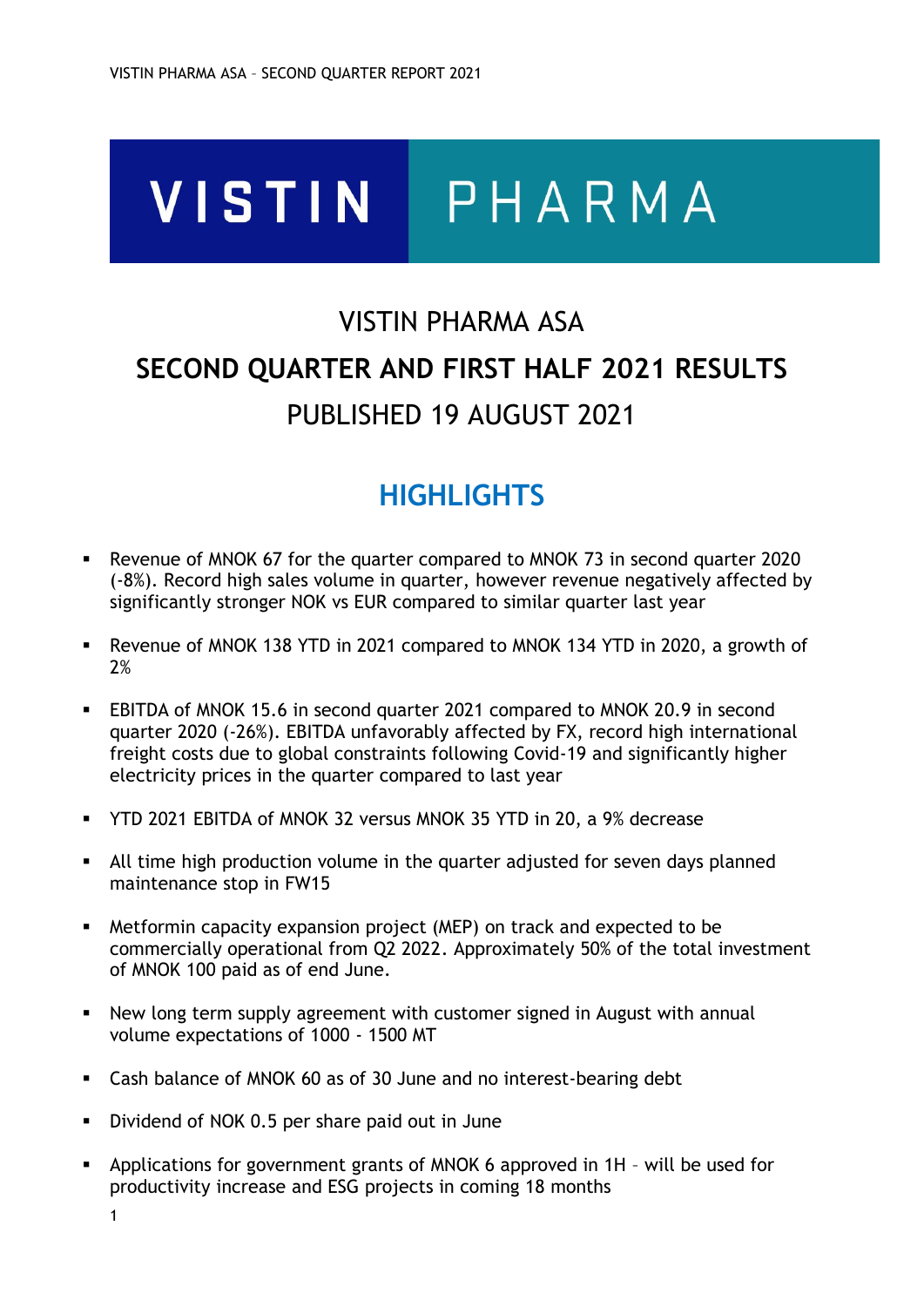VISTIN PHARMA

# VISTIN PHARMA ASA

# SECOND QUARTER AND FIRST HALF 2021 RESULTS

# PUBLISHED 19 AUGUST 2021

## HIGHLIGHTS

- Revenue of MNOK 67 for the quarter compared to MNOK 73 in second quarter 2020 (-8%). Record high sales volume in quarter, however revenue negatively affected by significantly stronger NOK vs EUR compared to similar quarter last year
- Revenue of MNOK 138 YTD in 2021 compared to MNOK 134 YTD in 2020, a growth of 2%
- EBITDA of MNOK 15.6 in second quarter 2021 compared to MNOK 20.9 in second quarter 2020 (-26%). EBITDA unfavorably affected by FX, record high international freight costs due to global constraints following Covid-19 and significantly higher electricity prices in the quarter compared to last year
- YTD 2021 EBITDA of MNOK 32 versus MNOK 35 YTD in 20, a 9% decrease
- All time high production volume in the quarter adjusted for seven days planned maintenance stop in FW15
- Metformin capacity expansion project (MEP) on track and expected to be commercially operational from Q2 2022. Approximately 50% of the total investment of MNOK 100 paid as of end June.
- New long term supply agreement with customer signed in August with annual volume expectations of 1000 - 1500 MT
- Cash balance of MNOK 60 as of 30 June and no interest-bearing debt
- Dividend of NOK 0.5 per share paid out in June
- Applications for government grants of MNOK 6 approved in 1H – will be used for productivity increase and ESG projects in coming 18 months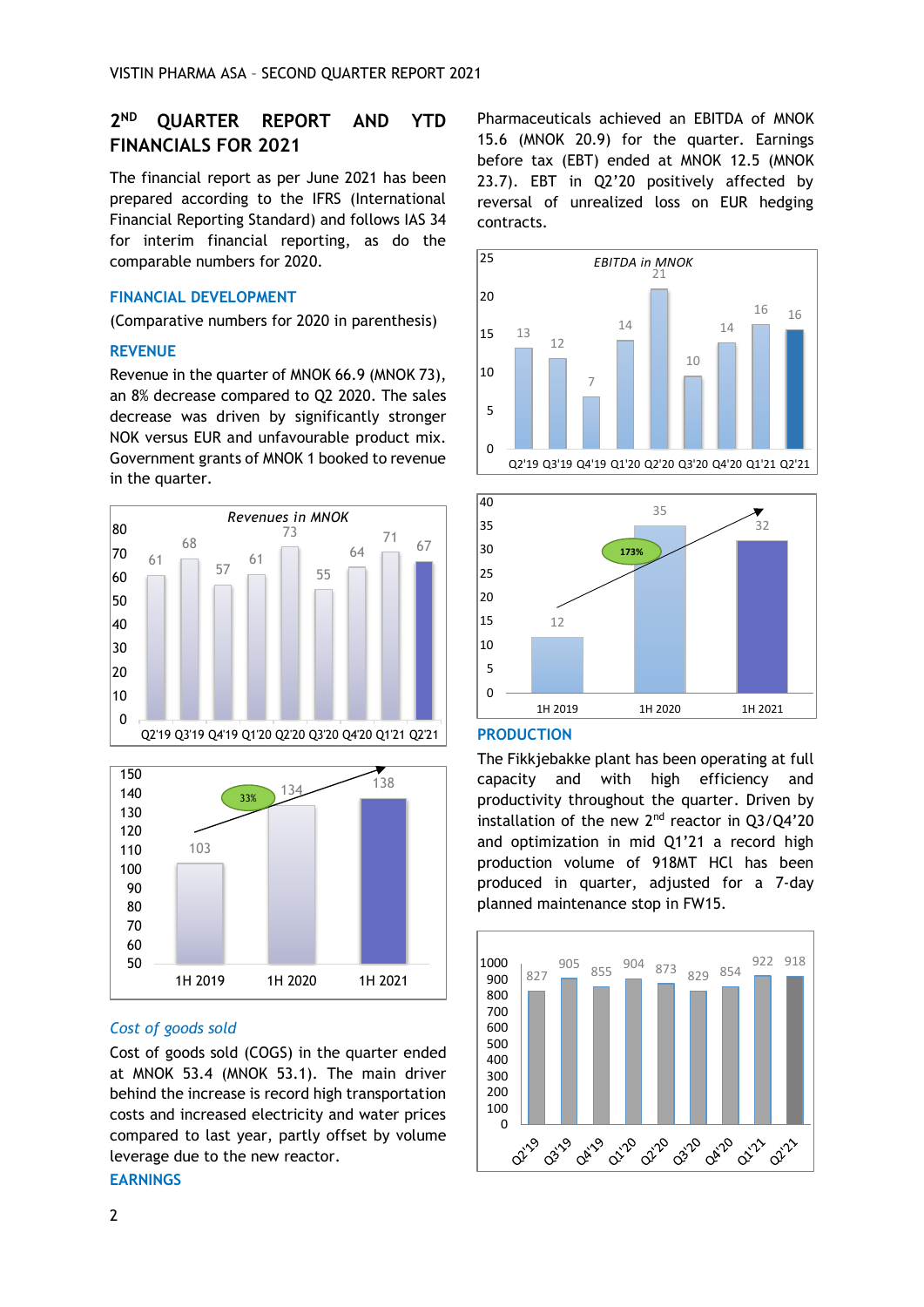## 2[ND] QUARTER REPORT AND YTD FINANCIALS FOR 2021

The financial report as per June 2021 has been prepared according to the IFRS (International Financial Reporting Standard) and follows IAS 34 for interim financial reporting, as do the comparable numbers for 2020.

### FINANCIAL DEVELOPMENT

(Comparative numbers for 2020 in parenthesis)

### REVENUE

Revenue in the quarter of MNOK 66.9 (MNOK 73), an 8% decrease compared to Q2 2020. The sales decrease was driven by significantly stronger NOK versus EUR and unfavourable product mix. Government grants of MNOK 1 booked to revenue in the quarter.

*Revenues in MNOK*

| Q2'19 | Q3'19 | Q4'19 | Q1'20 | Q2'20 | Q3'20 | Q4'20 | Q1'21 | Q2'21 |
|---|---|---|---|---|---|---|---|---|
| 61 | 68 | 57 | 61 | 73 | 55 | 64 | 71 | 67 |

| 1H 2019 | 1H 2020 | 1H 2021 |
|---|---|---|
| 103 | 134 | 138 |

33%

#### *Cost of goods sold*

Cost of goods sold (COGS) in the quarter ended at MNOK 53.4 (MNOK 53.1). The main driver behind the increase is record high transportation costs and increased electricity and water prices compared to last year, partly offset by volume leverage due to the new reactor.

### EARNINGS

Pharmaceuticals achieved an EBITDA of MNOK 15.6 (MNOK 20.9) for the quarter. Earnings before tax (EBT) ended at MNOK 12.5 (MNOK 23.7). EBT in Q2'20 positively affected by reversal of unrealized loss on EUR hedging contracts.

*EBITDA in MNOK*

| Q2'19 | Q3'19 | Q4'19 | Q1'20 | Q2'20 | Q3'20 | Q4'20 | Q1'21 | Q2'21 |
|---|---|---|---|---|---|---|---|---|
| 13 | 12 | 7 | 14 | 21 | 10 | 14 | 16 | 16 |

| 1H 2019 | 1H 2020 | 1H 2021 |
|---|---|---|
| 12 | 35 | 32 |

173%

### PRODUCTION

The Fikkjebakke plant has been operating at full capacity and with high efficiency and productivity throughout the quarter. Driven by installation of the new 2[nd] reactor in Q3/Q4'20 and optimization in mid Q1'21 a record high production volume of 918MT HCl has been produced in quarter, adjusted for a 7-day planned maintenance stop in FW15.

| Q2'19 | Q3'19 | Q4'19 | Q1'20 | Q2'20 | Q3'20 | Q4'20 | Q1'21 | Q2'21 |
|---|---|---|---|---|---|---|---|---|
| 827 | 905 | 855 | 904 | 873 | 829 | 854 | 922 | 918 |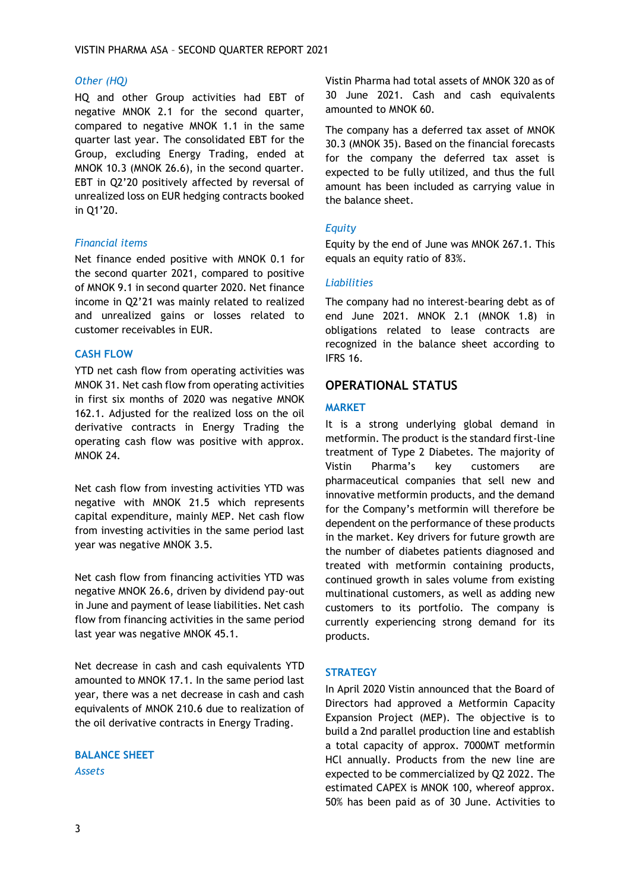### *Other (HQ)*

HQ and other Group activities had EBT of negative MNOK 2.1 for the second quarter, compared to negative MNOK 1.1 in the same quarter last year. The consolidated EBT for the Group, excluding Energy Trading, ended at MNOK 10.3 (MNOK 26.6), in the second quarter. EBT in Q2'20 positively affected by reversal of unrealized loss on EUR hedging contracts booked in Q1'20.

### *Financial items*

Net finance ended positive with MNOK 0.1 for the second quarter 2021, compared to positive of MNOK 9.1 in second quarter 2020. Net finance income in Q2'21 was mainly related to realized and unrealized gains or losses related to customer receivables in EUR.

## CASH FLOW

YTD net cash flow from operating activities was MNOK 31. Net cash flow from operating activities in first six months of 2020 was negative MNOK 162.1. Adjusted for the realized loss on the oil derivative contracts in Energy Trading the operating cash flow was positive with approx. MNOK 24.

Net cash flow from investing activities YTD was negative with MNOK 21.5 which represents capital expenditure, mainly MEP. Net cash flow from investing activities in the same period last year was negative MNOK 3.5.

Net cash flow from financing activities YTD was negative MNOK 26.6, driven by dividend pay-out in June and payment of lease liabilities. Net cash flow from financing activities in the same period last year was negative MNOK 45.1.

Net decrease in cash and cash equivalents YTD amounted to MNOK 17.1. In the same period last year, there was a net decrease in cash and cash equivalents of MNOK 210.6 due to realization of the oil derivative contracts in Energy Trading.

## BALANCE SHEET

### *Assets*

Vistin Pharma had total assets of MNOK 320 as of 30 June 2021. Cash and cash equivalents amounted to MNOK 60.

The company has a deferred tax asset of MNOK 30.3 (MNOK 35). Based on the financial forecasts for the company the deferred tax asset is expected to be fully utilized, and thus the full amount has been included as carrying value in the balance sheet.

### *Equity*

Equity by the end of June was MNOK 267.1. This equals an equity ratio of 83%.

### *Liabilities*

The company had no interest-bearing debt as of end June 2021. MNOK 2.1 (MNOK 1.8) in obligations related to lease contracts are recognized in the balance sheet according to IFRS 16.

# OPERATIONAL STATUS

## MARKET

It is a strong underlying global demand in metformin. The product is the standard first-line treatment of Type 2 Diabetes. The majority of Vistin Pharma's key customers are pharmaceutical companies that sell new and innovative metformin products, and the demand for the Company's metformin will therefore be dependent on the performance of these products in the market. Key drivers for future growth are the number of diabetes patients diagnosed and treated with metformin containing products, continued growth in sales volume from existing multinational customers, as well as adding new customers to its portfolio. The company is currently experiencing strong demand for its products.

## STRATEGY

In April 2020 Vistin announced that the Board of Directors had approved a Metformin Capacity Expansion Project (MEP). The objective is to build a 2nd parallel production line and establish a total capacity of approx. 7000MT metformin HCl annually. Products from the new line are expected to be commercialized by Q2 2022. The estimated CAPEX is MNOK 100, whereof approx. 50% has been paid as of 30 June. Activities to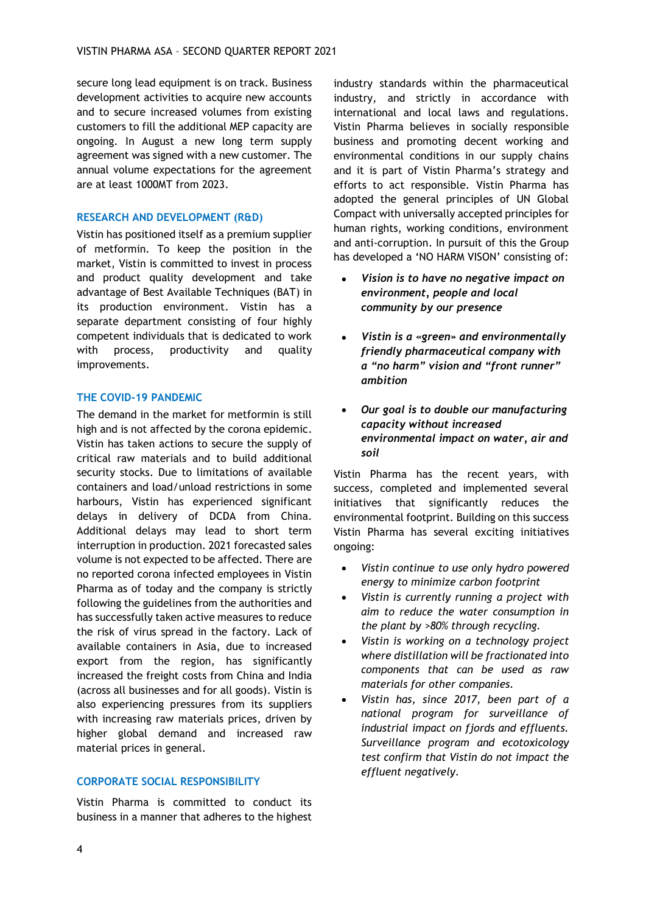secure long lead equipment is on track. Business development activities to acquire new accounts and to secure increased volumes from existing customers to fill the additional MEP capacity are ongoing. In August a new long term supply agreement was signed with a new customer. The annual volume expectations for the agreement are at least 1000MT from 2023.

## RESEARCH AND DEVELOPMENT (R&D)

Vistin has positioned itself as a premium supplier of metformin. To keep the position in the market, Vistin is committed to invest in process and product quality development and take advantage of Best Available Techniques (BAT) in its production environment. Vistin has a separate department consisting of four highly competent individuals that is dedicated to work with process, productivity and quality improvements.

## THE COVID-19 PANDEMIC

The demand in the market for metformin is still high and is not affected by the corona epidemic. Vistin has taken actions to secure the supply of critical raw materials and to build additional security stocks. Due to limitations of available containers and load/unload restrictions in some harbours, Vistin has experienced significant delays in delivery of DCDA from China. Additional delays may lead to short term interruption in production. 2021 forecasted sales volume is not expected to be affected. There are no reported corona infected employees in Vistin Pharma as of today and the company is strictly following the guidelines from the authorities and has successfully taken active measures to reduce the risk of virus spread in the factory. Lack of available containers in Asia, due to increased export from the region, has significantly increased the freight costs from China and India (across all businesses and for all goods). Vistin is also experiencing pressures from its suppliers with increasing raw materials prices, driven by higher global demand and increased raw material prices in general.

## CORPORATE SOCIAL RESPONSIBILITY

Vistin Pharma is committed to conduct its business in a manner that adheres to the highest industry standards within the pharmaceutical industry, and strictly in accordance with international and local laws and regulations. Vistin Pharma believes in socially responsible business and promoting decent working and environmental conditions in our supply chains and it is part of Vistin Pharma's strategy and efforts to act responsible. Vistin Pharma has adopted the general principles of UN Global Compact with universally accepted principles for human rights, working conditions, environment and anti-corruption. In pursuit of this the Group has developed a 'NO HARM VISON' consisting of:

- ***Vision is to have no negative impact on environment, people and local community by our presence***
- ***Vistin is a «green» and environmentally friendly pharmaceutical company with a "no harm" vision and "front runner" ambition***
- ***Our goal is to double our manufacturing capacity without increased environmental impact on water, air and soil***

Vistin Pharma has the recent years, with success, completed and implemented several initiatives that significantly reduces the environmental footprint. Building on this success Vistin Pharma has several exciting initiatives ongoing:

- *Vistin continue to use only hydro powered energy to minimize carbon footprint*
- *Vistin is currently running a project with aim to reduce the water consumption in the plant by >80% through recycling.*
- *Vistin is working on a technology project where distillation will be fractionated into components that can be used as raw materials for other companies.*
- *Vistin has, since 2017, been part of a national program for surveillance of industrial impact on fjords and effluents. Surveillance program and ecotoxicology test confirm that Vistin do not impact the effluent negatively.*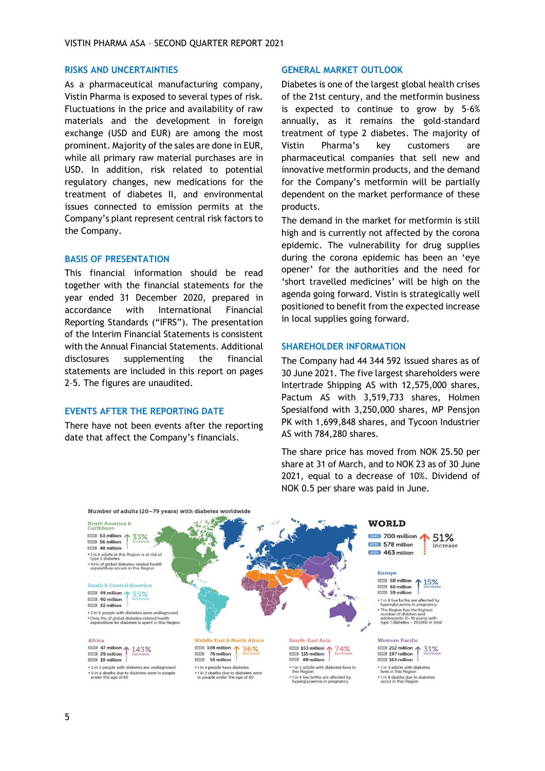## RISKS AND UNCERTAINTIES

As a pharmaceutical manufacturing company, Vistin Pharma is exposed to several types of risk. Fluctuations in the price and availability of raw materials and the development in foreign exchange (USD and EUR) are among the most prominent. Majority of the sales are done in EUR, while all primary raw material purchases are in USD. In addition, risk related to potential regulatory changes, new medications for the treatment of diabetes II, and environmental issues connected to emission permits at the Company's plant represent central risk factors to the Company.

## BASIS OF PRESENTATION

This financial information should be read together with the financial statements for the year ended 31 December 2020, prepared in accordance with International Financial Reporting Standards ("IFRS"). The presentation of the Interim Financial Statements is consistent with the Annual Financial Statements. Additional disclosures supplementing the financial statements are included in this report on pages 2–5. The figures are unaudited.

## EVENTS AFTER THE REPORTING DATE

There have not been events after the reporting date that affect the Company's financials.

## GENERAL MARKET OUTLOOK

Diabetes is one of the largest global health crises of the 21st century, and the metformin business is expected to continue to grow by 5-6% annually, as it remains the gold-standard treatment of type 2 diabetes. The majority of Vistin Pharma's key customers are pharmaceutical companies that sell new and innovative metformin products, and the demand for the Company's metformin will be partially dependent on the market performance of these products.

The demand in the market for metformin is still high and is currently not affected by the corona epidemic. The vulnerability for drug supplies during the corona epidemic has been an 'eye opener' for the authorities and the need for 'short travelled medicines' will be high on the agenda going forward. Vistin is strategically well positioned to benefit from the expected increase in local supplies going forward.

## SHAREHOLDER INFORMATION

The Company had 44 344 592 issued shares as of 30 June 2021. The five largest shareholders were Intertrade Shipping AS with 12,575,000 shares, Pactum AS with 3,519,733 shares, Holmen Spesialfond with 3,250,000 shares, MP Pensjon PK with 1,699,848 shares, and Tycoon Industrier AS with 784,280 shares.

The share price has moved from NOK 25.50 per share at 31 of March, and to NOK 23 as of 30 June 2021, equal to a decrease of 10%. Dividend of NOK 0.5 per share was paid in June.

**Number of adults (20–79 years) with diabetes worldwide**

**WORLD**
- 2045: 700 million
- 2030: 578 million
- 2019: 463 million
- 51% increase

**North America & Caribbean**
- 2045: 63 million
- 2030: 56 million
- 2019: 48 million
- 33% increase
- 1 in 6 adults in this Region is at risk of type 2 diabetes
- 43% of global diabetes-related health expenditure occurs in this Region

**South & Central America**
- 2045: 49 million
- 2030: 40 million
- 2019: 32 million
- 55% increase
- 2 in 5 people with diabetes were undiagnosed
- Only 9% of global diabetes-related health expenditure for diabetes is spent in this Region

**Europe**
- 2045: 68 million
- 2030: 66 million
- 2019: 59 million
- 15% increase
- 1 in 6 live births are affected by hyperglycaemia in pregnancy
- The Region has the highest number of children and adolescents (0–19 years) with type 1 diabetes – 297,000 in total

**Africa**
- 2045: 47 million
- 2030: 29 million
- 2019: 19 million
- 143% increase
- 3 in 5 people with diabetes are undiagnosed
- 3 in 4 deaths due to diabetes were in people under the age of 60

**Middle East & North Africa**
- 2045: 108 million
- 2030: 76 million
- 2019: 55 million
- 96% increase
- 1 in 8 people have diabetes
- 1 in 2 deaths due to diabetes were in people under the age of 60

**South-East Asia**
- 2045: 153 million
- 2030: 115 million
- 2019: 88 million
- 74% increase
- 1 in 5 adults with diabetes lives in this Region
- 1 in 4 live births are affected by hyperglycaemia in pregnancy

**Western Pacific**
- 2045: 212 million
- 2030: 197 million
- 2019: 163 million
- 31% increase
- 1 in 3 adults with diabetes lives in this Region
- 1 in 3 deaths due to diabetes occur in this Region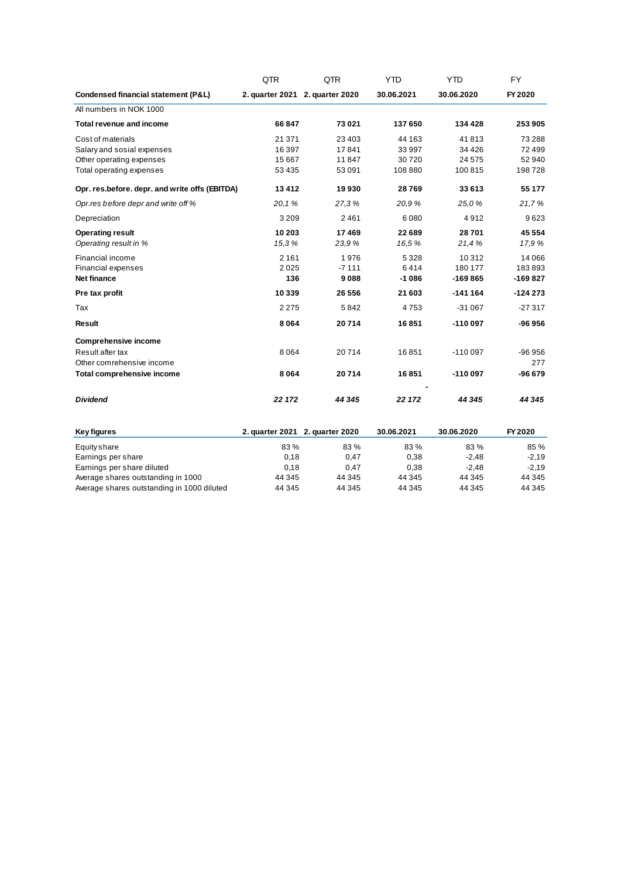| | QTR | QTR | YTD | YTD | FY |
|---|---|---|---|---|---|
| **Condensed financial statement (P&L)** | **2. quarter 2021** | **2. quarter 2020** | **30.06.2021** | **30.06.2020** | **FY 2020** |
| All numbers in NOK 1000 | | | | | |
| **Total revenue and income** | **66 847** | **73 021** | **137 650** | **134 428** | **253 905** |
| Cost of materials | 21 371 | 23 403 | 44 163 | 41 813 | 73 288 |
| Salary and sosial expenses | 16 397 | 17 841 | 33 997 | 34 426 | 72 499 |
| Other operating expenses | 15 667 | 11 847 | 30 720 | 24 575 | 52 940 |
| Total operating expenses | 53 435 | 53 091 | 108 880 | 100 815 | 198 728 |
| **Opr. res.before. depr. and write offs (EBITDA)** | **13 412** | **19 930** | **28 769** | **33 613** | **55 177** |
| *Opr.res before depr and write off %* | *20,1 %* | *27,3 %* | *20,9 %* | *25,0 %* | *21,7 %* |
| Depreciation | 3 209 | 2 461 | 6 080 | 4 912 | 9 623 |
| **Operating result** | **10 203** | **17 469** | **22 689** | **28 701** | **45 554** |
| *Operating result in %* | *15,3 %* | *23,9 %* | *16,5 %* | *21,4 %* | *17,9 %* |
| Financial income | 2 161 | 1 976 | 5 328 | 10 312 | 14 066 |
| Financial expenses | 2 025 | -7 111 | 6 414 | 180 177 | 183 893 |
| **Net finance** | **136** | **9 088** | **-1 086** | **-169 865** | **-169 827** |
| **Pre tax profit** | **10 339** | **26 556** | **21 603** | **-141 164** | **-124 273** |
| Tax | 2 275 | 5 842 | 4 753 | -31 067 | -27 317 |
| **Result** | **8 064** | **20 714** | **16 851** | **-110 097** | **-96 956** |
| **Comprehensive income** | | | | | |
| Result after tax | 8 064 | 20 714 | 16 851 | -110 097 | -96 956 |
| Other comrehensive income | | | | | 277 |
| **Total comprehensive income** | **8 064** | **20 714** | **16 851** | **-110 097** | **-96 679** |
| | | | - | | |
| ***Dividend*** | ***22 172*** | ***44 345*** | ***22 172*** | ***44 345*** | ***44 345*** |

| **Key figures** | **2. quarter 2021** | **2. quarter 2020** | **30.06.2021** | **30.06.2020** | **FY 2020** |
|---|---|---|---|---|---|
| Equity share | 83 % | 83 % | 83 % | 83 % | 85 % |
| Earnings per share | 0,18 | 0,47 | 0,38 | -2,48 | -2,19 |
| Earnings per share diluted | 0,18 | 0,47 | 0,38 | -2,48 | -2,19 |
| Average shares outstanding in 1000 | 44 345 | 44 345 | 44 345 | 44 345 | 44 345 |
| Average shares outstanding in 1000 diluted | 44 345 | 44 345 | 44 345 | 44 345 | 44 345 |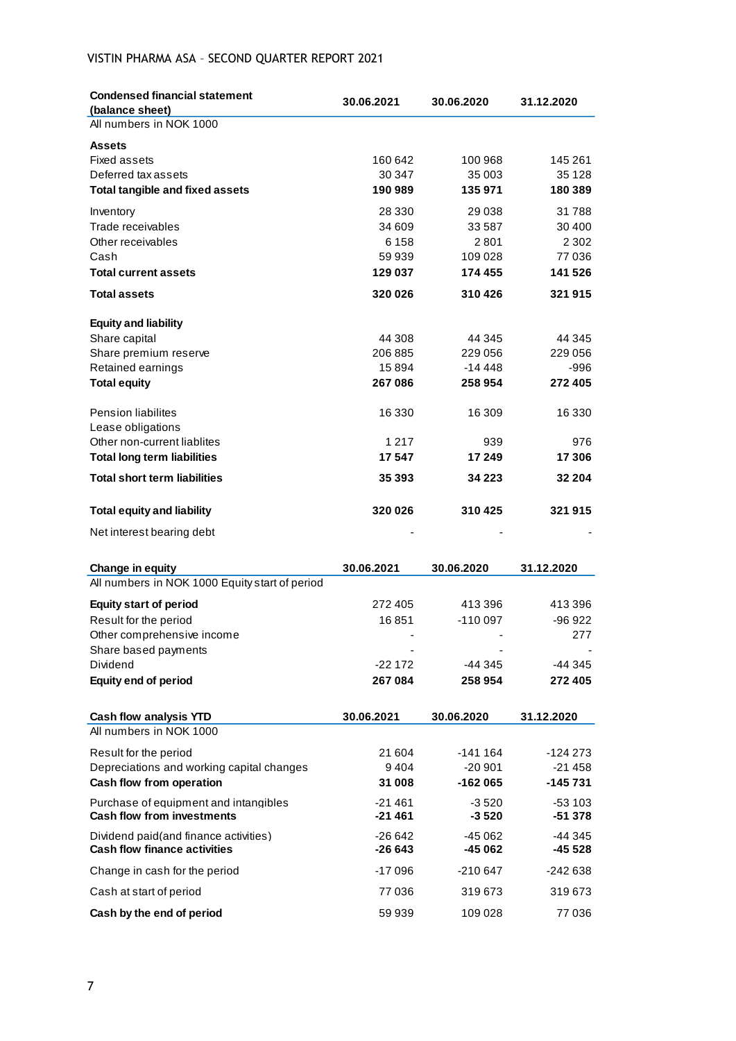| Condensed financial statement (balance sheet) | 30.06.2021 | 30.06.2020 | 31.12.2020 |
|---|---|---|---|
| All numbers in NOK 1000 | | | |
| **Assets** | | | |
| Fixed assets | 160 642 | 100 968 | 145 261 |
| Deferred tax assets | 30 347 | 35 003 | 35 128 |
| **Total tangible and fixed assets** | **190 989** | **135 971** | **180 389** |
| Inventory | 28 330 | 29 038 | 31 788 |
| Trade receivables | 34 609 | 33 587 | 30 400 |
| Other receivables | 6 158 | 2 801 | 2 302 |
| Cash | 59 939 | 109 028 | 77 036 |
| **Total current assets** | **129 037** | **174 455** | **141 526** |
| **Total assets** | **320 026** | **310 426** | **321 915** |
| **Equity and liability** | | | |
| Share capital | 44 308 | 44 345 | 44 345 |
| Share premium reserve | 206 885 | 229 056 | 229 056 |
| Retained earnings | 15 894 | -14 448 | -996 |
| **Total equity** | **267 086** | **258 954** | **272 405** |
| Pension liabilites | 16 330 | 16 309 | 16 330 |
| Lease obligations | | | |
| Other non-current liablites | 1 217 | 939 | 976 |
| **Total long term liabilities** | **17 547** | **17 249** | **17 306** |
| **Total short term liabilities** | **35 393** | **34 223** | **32 204** |
| **Total equity and liability** | **320 026** | **310 425** | **321 915** |
| Net interest bearing debt | - | - | - |

| Change in equity | 30.06.2021 | 30.06.2020 | 31.12.2020 |
|---|---|---|---|
| All numbers in NOK 1000 Equity start of period | | | |
| **Equity start of period** | 272 405 | 413 396 | 413 396 |
| Result for the period | 16 851 | -110 097 | -96 922 |
| Other comprehensive income | - | - | 277 |
| Share based payments | - | - | - |
| Dividend | -22 172 | -44 345 | -44 345 |
| **Equity end of period** | **267 084** | **258 954** | **272 405** |

| Cash flow analysis YTD | 30.06.2021 | 30.06.2020 | 31.12.2020 |
|---|---|---|---|
| All numbers in NOK 1000 | | | |
| Result for the period | 21 604 | -141 164 | -124 273 |
| Depreciations and working capital changes | 9 404 | -20 901 | -21 458 |
| **Cash flow from operation** | **31 008** | **-162 065** | **-145 731** |
| Purchase of equipment and intangibles | -21 461 | -3 520 | -53 103 |
| **Cash flow from investments** | **-21 461** | **-3 520** | **-51 378** |
| Dividend paid(and finance activities) | -26 642 | -45 062 | -44 345 |
| **Cash flow finance activities** | **-26 643** | **-45 062** | **-45 528** |
| Change in cash for the period | -17 096 | -210 647 | -242 638 |
| Cash at start of period | 77 036 | 319 673 | 319 673 |
| **Cash by the end of period** | 59 939 | 109 028 | 77 036 |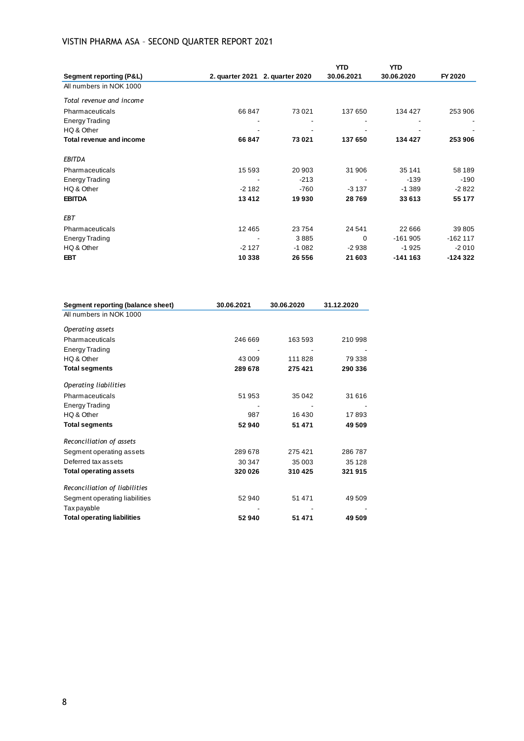| Segment reporting (P&L) | 2. quarter 2021 | 2. quarter 2020 | YTD 30.06.2021 | YTD 30.06.2020 | FY 2020 |
|---|---|---|---|---|---|
| All numbers in NOK 1000 | | | | | |
| *Total revenue and income* | | | | | |
| Pharmaceuticals | 66 847 | 73 021 | 137 650 | 134 427 | 253 906 |
| Energy Trading | - | - | - | - | - |
| HQ & Other | - | - | - | - | - |
| **Total revenue and income** | **66 847** | **73 021** | **137 650** | **134 427** | **253 906** |
| *EBITDA* | | | | | |
| Pharmaceuticals | 15 593 | 20 903 | 31 906 | 35 141 | 58 189 |
| Energy Trading | - | -213 | - | -139 | -190 |
| HQ & Other | -2 182 | -760 | -3 137 | -1 389 | -2 822 |
| **EBITDA** | **13 412** | **19 930** | **28 769** | **33 613** | **55 177** |
| *EBT* | | | | | |
| Pharmaceuticals | 12 465 | 23 754 | 24 541 | 22 666 | 39 805 |
| Energy Trading | - | 3 885 | 0 | -161 905 | -162 117 |
| HQ & Other | -2 127 | -1 082 | -2 938 | -1 925 | -2 010 |
| **EBT** | **10 338** | **26 556** | **21 603** | **-141 163** | **-124 322** |

| Segment reporting (balance sheet) | 30.06.2021 | 30.06.2020 | 31.12.2020 |
|---|---|---|---|
| All numbers in NOK 1000 | | | |
| *Operating assets* | | | |
| Pharmaceuticals | 246 669 | 163 593 | 210 998 |
| Energy Trading | - | - | - |
| HQ & Other | 43 009 | 111 828 | 79 338 |
| **Total segments** | **289 678** | **275 421** | **290 336** |
| *Operating liabilities* | | | |
| Pharmaceuticals | 51 953 | 35 042 | 31 616 |
| Energy Trading | - | - | - |
| HQ & Other | 987 | 16 430 | 17 893 |
| **Total segments** | **52 940** | **51 471** | **49 509** |
| *Reconciliation of assets* | | | |
| Segment operating assets | 289 678 | 275 421 | 286 787 |
| Deferred tax assets | 30 347 | 35 003 | 35 128 |
| **Total operating assets** | **320 026** | **310 425** | **321 915** |
| *Reconciliation of liabilities* | | | |
| Segment operating liabilities | 52 940 | 51 471 | 49 509 |
| Tax payable | - | - | - |
| **Total operating liabilities** | **52 940** | **51 471** | **49 509** |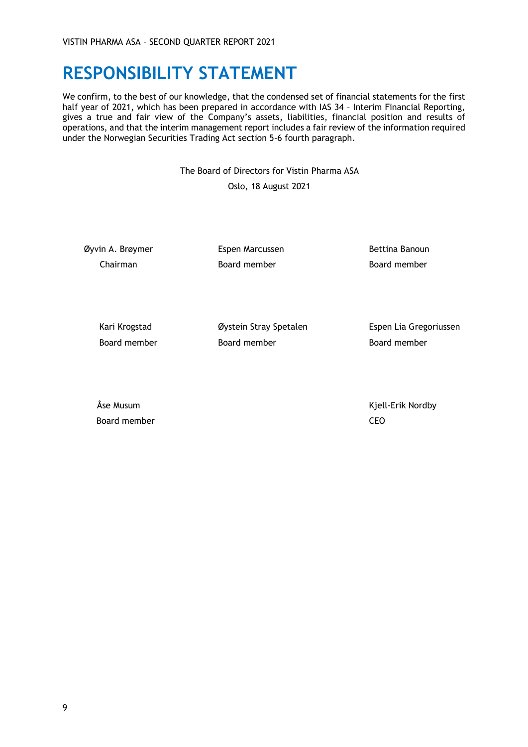# RESPONSIBILITY STATEMENT

We confirm, to the best of our knowledge, that the condensed set of financial statements for the first half year of 2021, which has been prepared in accordance with IAS 34 – Interim Financial Reporting, gives a true and fair view of the Company's assets, liabilities, financial position and results of operations, and that the interim management report includes a fair review of the information required under the Norwegian Securities Trading Act section 5-6 fourth paragraph.

The Board of Directors for Vistin Pharma ASA

Oslo, 18 August 2021

Øyvin A. Brøymer
Chairman

Espen Marcussen
Board member

Bettina Banoun
Board member

Kari Krogstad
Board member

Øystein Stray Spetalen
Board member

Espen Lia Gregoriussen
Board member

Åse Musum
Board member

Kjell-Erik Nordby
CEO